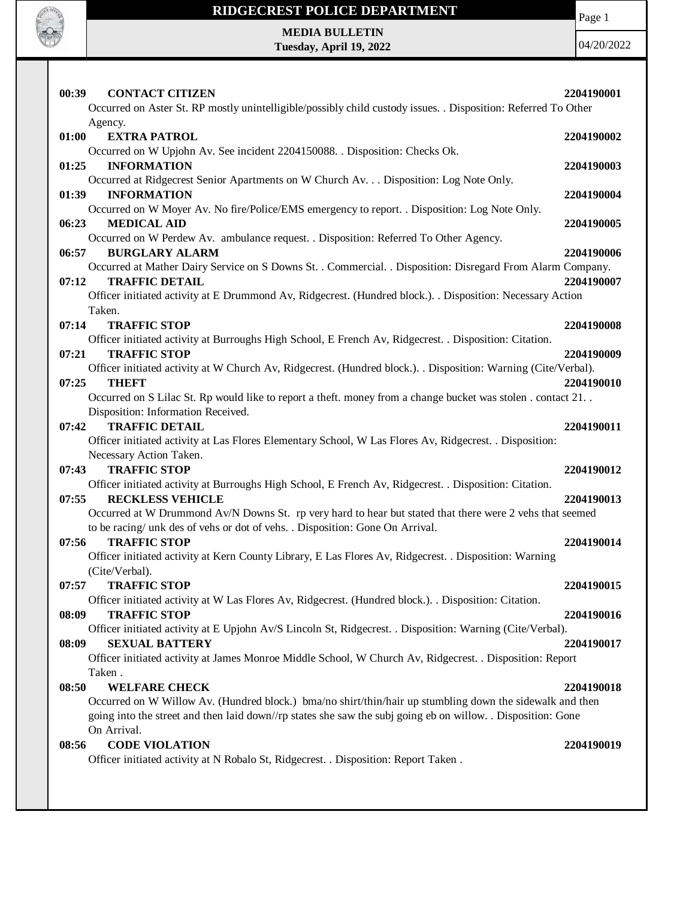# RIDGECREST POLICE DEPARTMENT

**MEDIA BULLETIN**
**Tuesday, April 19, 2022**

04/20/2022

**00:39 CONTACT CITIZEN** **2204190001**
Occurred on Aster St. RP mostly unintelligible/possibly child custody issues. . Disposition: Referred To Other Agency.

**01:00 EXTRA PATROL** **2204190002**
Occurred on W Upjohn Av. See incident 2204150088. . Disposition: Checks Ok.

**01:25 INFORMATION** **2204190003**
Occurred at Ridgecrest Senior Apartments on W Church Av. . . Disposition: Log Note Only.

**01:39 INFORMATION** **2204190004**
Occurred on W Moyer Av. No fire/Police/EMS emergency to report. . Disposition: Log Note Only.

**06:23 MEDICAL AID** **2204190005**
Occurred on W Perdew Av. ambulance request. . Disposition: Referred To Other Agency.

**06:57 BURGLARY ALARM** **2204190006**
Occurred at Mather Dairy Service on S Downs St. . Commercial. . Disposition: Disregard From Alarm Company.

**07:12 TRAFFIC DETAIL** **2204190007**
Officer initiated activity at E Drummond Av, Ridgecrest. (Hundred block.). . Disposition: Necessary Action Taken.

**07:14 TRAFFIC STOP** **2204190008**
Officer initiated activity at Burroughs High School, E French Av, Ridgecrest. . Disposition: Citation.

**07:21 TRAFFIC STOP** **2204190009**
Officer initiated activity at W Church Av, Ridgecrest. (Hundred block.). . Disposition: Warning (Cite/Verbal).

**07:25 THEFT** **2204190010**
Occurred on S Lilac St. Rp would like to report a theft. money from a change bucket was stolen . contact 21. . Disposition: Information Received.

**07:42 TRAFFIC DETAIL** **2204190011**
Officer initiated activity at Las Flores Elementary School, W Las Flores Av, Ridgecrest. . Disposition: Necessary Action Taken.

**07:43 TRAFFIC STOP** **2204190012**
Officer initiated activity at Burroughs High School, E French Av, Ridgecrest. . Disposition: Citation.

**07:55 RECKLESS VEHICLE** **2204190013**
Occurred at W Drummond Av/N Downs St. rp very hard to hear but stated that there were 2 vehs that seemed to be racing/ unk des of vehs or dot of vehs. . Disposition: Gone On Arrival.

**07:56 TRAFFIC STOP** **2204190014**
Officer initiated activity at Kern County Library, E Las Flores Av, Ridgecrest. . Disposition: Warning (Cite/Verbal).

**07:57 TRAFFIC STOP** **2204190015**
Officer initiated activity at W Las Flores Av, Ridgecrest. (Hundred block.). . Disposition: Citation.

**08:09 TRAFFIC STOP** **2204190016**
Officer initiated activity at E Upjohn Av/S Lincoln St, Ridgecrest. . Disposition: Warning (Cite/Verbal).

**08:09 SEXUAL BATTERY** **2204190017**
Officer initiated activity at James Monroe Middle School, W Church Av, Ridgecrest. . Disposition: Report Taken .

**08:50 WELFARE CHECK** **2204190018**
Occurred on W Willow Av. (Hundred block.) bma/no shirt/thin/hair up stumbling down the sidewalk and then going into the street and then laid down//rp states she saw the subj going eb on willow. . Disposition: Gone On Arrival.

**08:56 CODE VIOLATION** **2204190019**
Officer initiated activity at N Robalo St, Ridgecrest. . Disposition: Report Taken .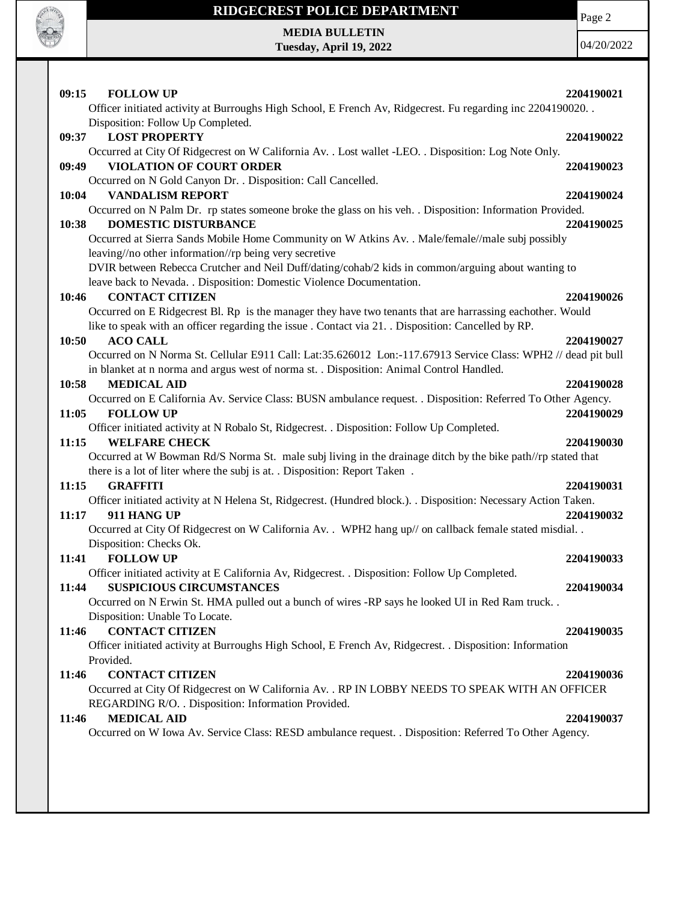**09:15 FOLLOW UP** **2204190021**

Officer initiated activity at Burroughs High School, E French Av, Ridgecrest. Fu regarding inc 2204190020. . Disposition: Follow Up Completed.

**09:37 LOST PROPERTY** **2204190022**

Occurred at City Of Ridgecrest on W California Av. . Lost wallet -LEO. . Disposition: Log Note Only.

**09:49 VIOLATION OF COURT ORDER** **2204190023**

Occurred on N Gold Canyon Dr. . Disposition: Call Cancelled.

**10:04 VANDALISM REPORT** **2204190024**

Occurred on N Palm Dr. rp states someone broke the glass on his veh. . Disposition: Information Provided.

**10:38 DOMESTIC DISTURBANCE** **2204190025**

Occurred at Sierra Sands Mobile Home Community on W Atkins Av. . Male/female//male subj possibly leaving//no other information//rp being very secretive
DVIR between Rebecca Crutcher and Neil Duff/dating/cohab/2 kids in common/arguing about wanting to leave back to Nevada. . Disposition: Domestic Violence Documentation.

**10:46 CONTACT CITIZEN** **2204190026**

Occurred on E Ridgecrest Bl. Rp is the manager they have two tenants that are harrassing eachother. Would like to speak with an officer regarding the issue . Contact via 21. . Disposition: Cancelled by RP.

**10:50 ACO CALL** **2204190027**

Occurred on N Norma St. Cellular E911 Call: Lat:35.626012 Lon:-117.67913 Service Class: WPH2 // dead pit bull in blanket at n norma and argus west of norma st. . Disposition: Animal Control Handled.

**10:58 MEDICAL AID** **2204190028**

Occurred on E California Av. Service Class: BUSN ambulance request. . Disposition: Referred To Other Agency.

**11:05 FOLLOW UP** **2204190029**

Officer initiated activity at N Robalo St, Ridgecrest. . Disposition: Follow Up Completed.

**11:15 WELFARE CHECK** **2204190030**

Occurred at W Bowman Rd/S Norma St. male subj living in the drainage ditch by the bike path//rp stated that there is a lot of liter where the subj is at. . Disposition: Report Taken .

**11:15 GRAFFITI** **2204190031**

Officer initiated activity at N Helena St, Ridgecrest. (Hundred block.). . Disposition: Necessary Action Taken.

**11:17 911 HANG UP** **2204190032**

Occurred at City Of Ridgecrest on W California Av. . WPH2 hang up// on callback female stated misdial. . Disposition: Checks Ok.

**11:41 FOLLOW UP** **2204190033**

Officer initiated activity at E California Av, Ridgecrest. . Disposition: Follow Up Completed.

**11:44 SUSPICIOUS CIRCUMSTANCES** **2204190034**

Occurred on N Erwin St. HMA pulled out a bunch of wires -RP says he looked UI in Red Ram truck. . Disposition: Unable To Locate.

**11:46 CONTACT CITIZEN** **2204190035**

Officer initiated activity at Burroughs High School, E French Av, Ridgecrest. . Disposition: Information Provided.

**11:46 CONTACT CITIZEN** **2204190036**

Occurred at City Of Ridgecrest on W California Av. . RP IN LOBBY NEEDS TO SPEAK WITH AN OFFICER REGARDING R/O. . Disposition: Information Provided.

**11:46 MEDICAL AID** **2204190037**

Occurred on W Iowa Av. Service Class: RESD ambulance request. . Disposition: Referred To Other Agency.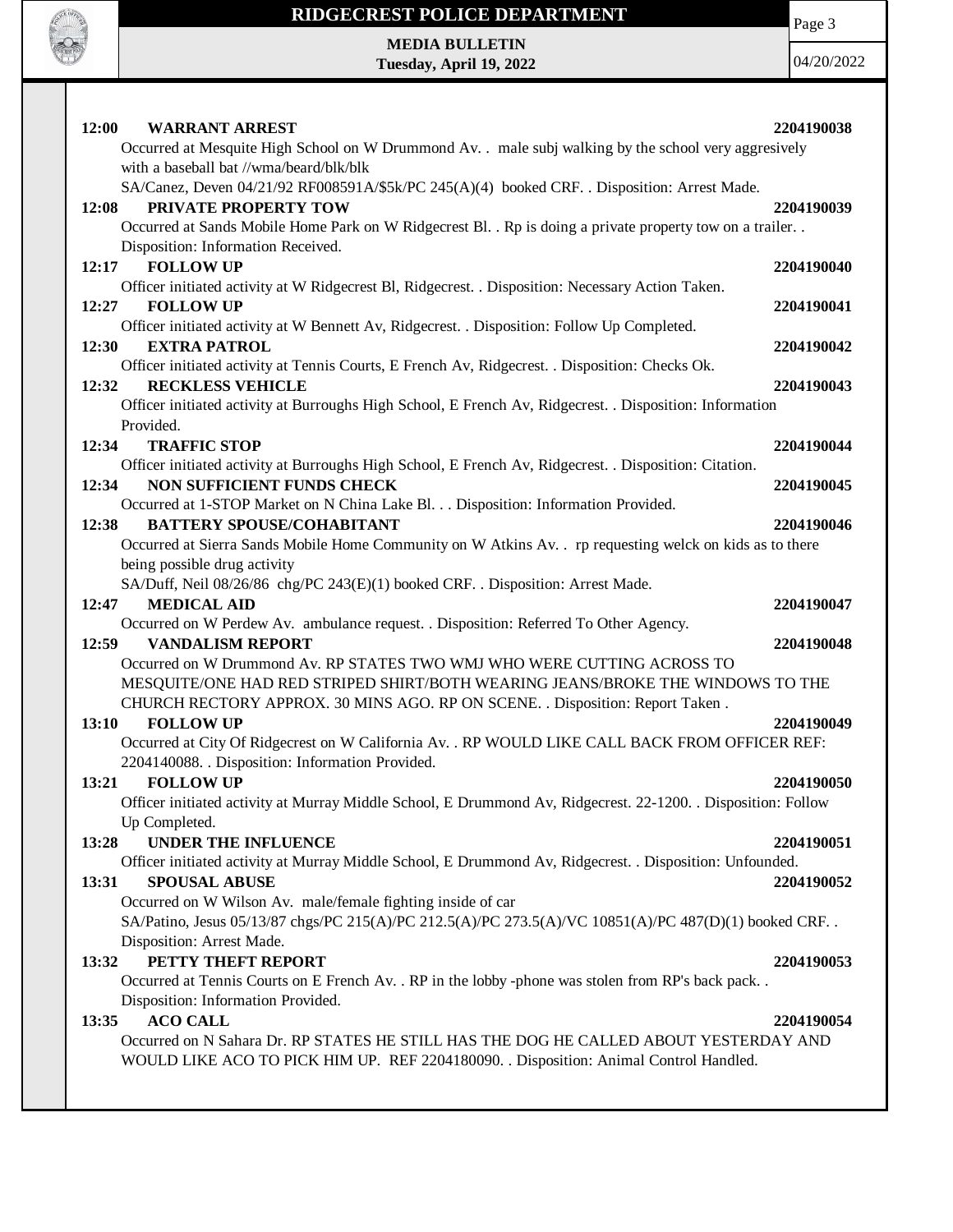**12:00 WARRANT ARREST** **2204190038**

Occurred at Mesquite High School on W Drummond Av. . male subj walking by the school very aggresively with a baseball bat //wma/beard/blk/blk

SA/Canez, Deven 04/21/92 RF008591A/$5k/PC 245(A)(4) booked CRF. . Disposition: Arrest Made.

**12:08 PRIVATE PROPERTY TOW** **2204190039**

Occurred at Sands Mobile Home Park on W Ridgecrest Bl. . Rp is doing a private property tow on a trailer. . Disposition: Information Received.

**12:17 FOLLOW UP** **2204190040**

Officer initiated activity at W Ridgecrest Bl, Ridgecrest. . Disposition: Necessary Action Taken.

**12:27 FOLLOW UP** **2204190041**

Officer initiated activity at W Bennett Av, Ridgecrest. . Disposition: Follow Up Completed.

**12:30 EXTRA PATROL** **2204190042**

Officer initiated activity at Tennis Courts, E French Av, Ridgecrest. . Disposition: Checks Ok.

**12:32 RECKLESS VEHICLE** **2204190043**

Officer initiated activity at Burroughs High School, E French Av, Ridgecrest. . Disposition: Information Provided.

**12:34 TRAFFIC STOP** **2204190044**

Officer initiated activity at Burroughs High School, E French Av, Ridgecrest. . Disposition: Citation.

**12:34 NON SUFFICIENT FUNDS CHECK** **2204190045**

Occurred at 1-STOP Market on N China Lake Bl. . . Disposition: Information Provided.

**12:38 BATTERY SPOUSE/COHABITANT** **2204190046**

Occurred at Sierra Sands Mobile Home Community on W Atkins Av. . rp requesting welck on kids as to there being possible drug activity

SA/Duff, Neil 08/26/86 chg/PC 243(E)(1) booked CRF. . Disposition: Arrest Made.

**12:47 MEDICAL AID** **2204190047**

Occurred on W Perdew Av. ambulance request. . Disposition: Referred To Other Agency.

**12:59 VANDALISM REPORT** **2204190048**

Occurred on W Drummond Av. RP STATES TWO WMJ WHO WERE CUTTING ACROSS TO MESQUITE/ONE HAD RED STRIPED SHIRT/BOTH WEARING JEANS/BROKE THE WINDOWS TO THE CHURCH RECTORY APPROX. 30 MINS AGO. RP ON SCENE. . Disposition: Report Taken .

**13:10 FOLLOW UP** **2204190049**

Occurred at City Of Ridgecrest on W California Av. . RP WOULD LIKE CALL BACK FROM OFFICER REF: 2204140088. . Disposition: Information Provided.

**13:21 FOLLOW UP** **2204190050**

Officer initiated activity at Murray Middle School, E Drummond Av, Ridgecrest. 22-1200. . Disposition: Follow Up Completed.

**13:28 UNDER THE INFLUENCE** **2204190051**

Officer initiated activity at Murray Middle School, E Drummond Av, Ridgecrest. . Disposition: Unfounded.

**13:31 SPOUSAL ABUSE** **2204190052**

Occurred on W Wilson Av. male/female fighting inside of car

SA/Patino, Jesus 05/13/87 chgs/PC 215(A)/PC 212.5(A)/PC 273.5(A)/VC 10851(A)/PC 487(D)(1) booked CRF. . Disposition: Arrest Made.

**13:32 PETTY THEFT REPORT** **2204190053**

Occurred at Tennis Courts on E French Av. . RP in the lobby -phone was stolen from RP's back pack. . Disposition: Information Provided.

**13:35 ACO CALL** **2204190054**

Occurred on N Sahara Dr. RP STATES HE STILL HAS THE DOG HE CALLED ABOUT YESTERDAY AND WOULD LIKE ACO TO PICK HIM UP. REF 2204180090. . Disposition: Animal Control Handled.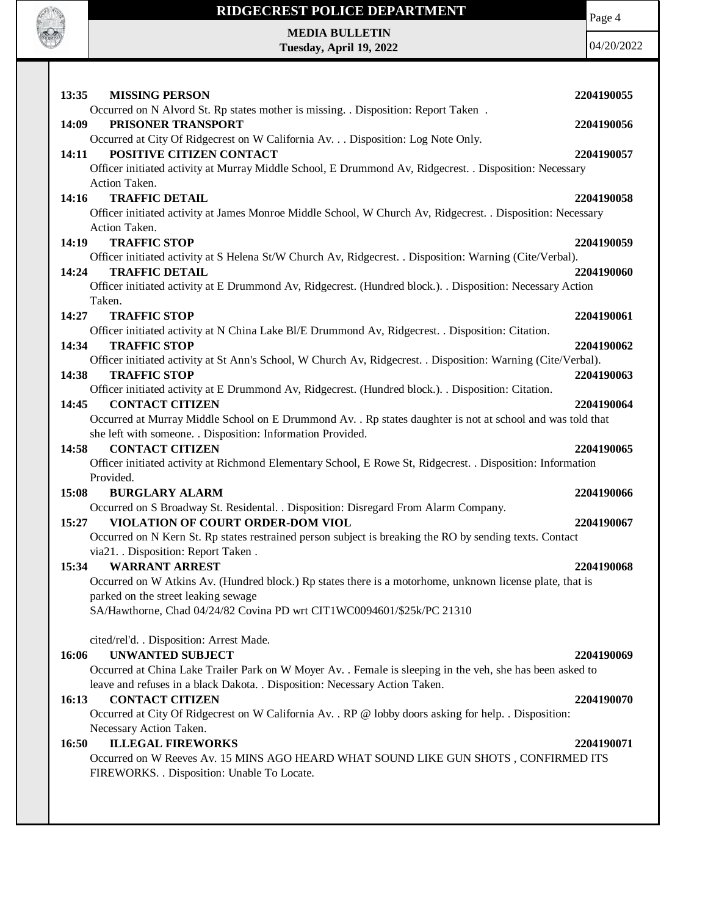**13:35 MISSING PERSON** **2204190055**

Occurred on N Alvord St. Rp states mother is missing. . Disposition: Report Taken .

**14:09 PRISONER TRANSPORT** **2204190056**

Occurred at City Of Ridgecrest on W California Av. . . Disposition: Log Note Only.

**14:11 POSITIVE CITIZEN CONTACT** **2204190057**

Officer initiated activity at Murray Middle School, E Drummond Av, Ridgecrest. . Disposition: Necessary Action Taken.

**14:16 TRAFFIC DETAIL** **2204190058**

Officer initiated activity at James Monroe Middle School, W Church Av, Ridgecrest. . Disposition: Necessary Action Taken.

**14:19 TRAFFIC STOP** **2204190059**

Officer initiated activity at S Helena St/W Church Av, Ridgecrest. . Disposition: Warning (Cite/Verbal).

**14:24 TRAFFIC DETAIL** **2204190060**

Officer initiated activity at E Drummond Av, Ridgecrest. (Hundred block.). . Disposition: Necessary Action Taken.

**14:27 TRAFFIC STOP** **2204190061**

Officer initiated activity at N China Lake Bl/E Drummond Av, Ridgecrest. . Disposition: Citation.

**14:34 TRAFFIC STOP** **2204190062**

Officer initiated activity at St Ann's School, W Church Av, Ridgecrest. . Disposition: Warning (Cite/Verbal).

**14:38 TRAFFIC STOP** **2204190063**

Officer initiated activity at E Drummond Av, Ridgecrest. (Hundred block.). . Disposition: Citation.

**14:45 CONTACT CITIZEN** **2204190064**

Occurred at Murray Middle School on E Drummond Av. . Rp states daughter is not at school and was told that she left with someone. . Disposition: Information Provided.

**14:58 CONTACT CITIZEN** **2204190065**

Officer initiated activity at Richmond Elementary School, E Rowe St, Ridgecrest. . Disposition: Information Provided.

**15:08 BURGLARY ALARM** **2204190066**

Occurred on S Broadway St. Residental. . Disposition: Disregard From Alarm Company.

**15:27 VIOLATION OF COURT ORDER-DOM VIOL** **2204190067**

Occurred on N Kern St. Rp states restrained person subject is breaking the RO by sending texts. Contact via21. . Disposition: Report Taken .

**15:34 WARRANT ARREST** **2204190068**

Occurred on W Atkins Av. (Hundred block.) Rp states there is a motorhome, unknown license plate, that is parked on the street leaking sewage

SA/Hawthorne, Chad 04/24/82 Covina PD wrt CIT1WC0094601/$25k/PC 21310

cited/rel'd. . Disposition: Arrest Made.

**16:06 UNWANTED SUBJECT** **2204190069**

Occurred at China Lake Trailer Park on W Moyer Av. . Female is sleeping in the veh, she has been asked to leave and refuses in a black Dakota. . Disposition: Necessary Action Taken.

**16:13 CONTACT CITIZEN** **2204190070**

Occurred at City Of Ridgecrest on W California Av. . RP @ lobby doors asking for help. . Disposition: Necessary Action Taken.

**16:50 ILLEGAL FIREWORKS** **2204190071**

Occurred on W Reeves Av. 15 MINS AGO HEARD WHAT SOUND LIKE GUN SHOTS , CONFIRMED ITS FIREWORKS. . Disposition: Unable To Locate.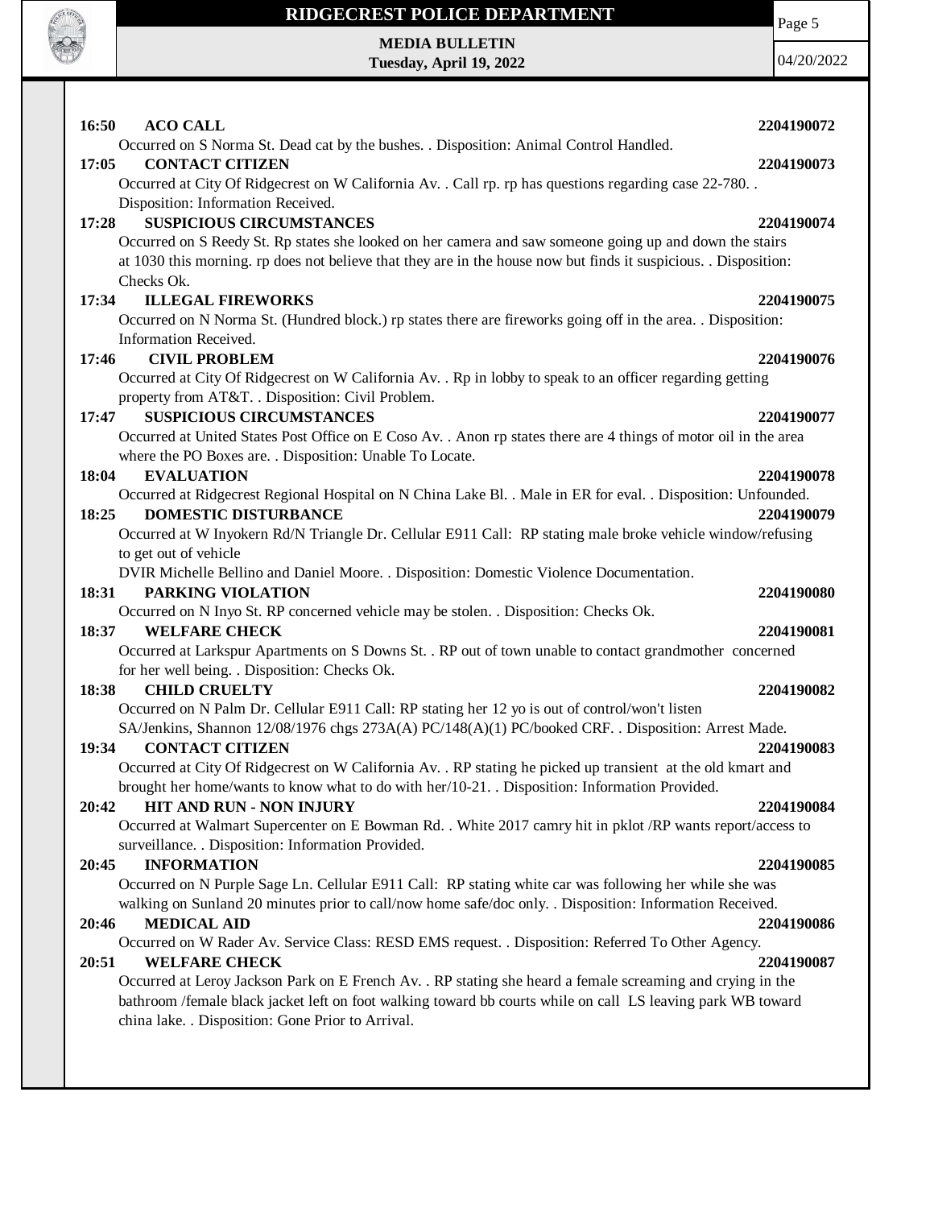**16:50 ACO CALL** **2204190072**

Occurred on S Norma St. Dead cat by the bushes. . Disposition: Animal Control Handled.

**17:05 CONTACT CITIZEN** **2204190073**

Occurred at City Of Ridgecrest on W California Av. . Call rp. rp has questions regarding case 22-780. . Disposition: Information Received.

**17:28 SUSPICIOUS CIRCUMSTANCES** **2204190074**

Occurred on S Reedy St. Rp states she looked on her camera and saw someone going up and down the stairs at 1030 this morning. rp does not believe that they are in the house now but finds it suspicious. . Disposition: Checks Ok.

**17:34 ILLEGAL FIREWORKS** **2204190075**

Occurred on N Norma St. (Hundred block.) rp states there are fireworks going off in the area. . Disposition: Information Received.

**17:46 CIVIL PROBLEM** **2204190076**

Occurred at City Of Ridgecrest on W California Av. . Rp in lobby to speak to an officer regarding getting property from AT&T. . Disposition: Civil Problem.

**17:47 SUSPICIOUS CIRCUMSTANCES** **2204190077**

Occurred at United States Post Office on E Coso Av. . Anon rp states there are 4 things of motor oil in the area where the PO Boxes are. . Disposition: Unable To Locate.

**18:04 EVALUATION** **2204190078**

Occurred at Ridgecrest Regional Hospital on N China Lake Bl. . Male in ER for eval. . Disposition: Unfounded.

**18:25 DOMESTIC DISTURBANCE** **2204190079**

Occurred at W Inyokern Rd/N Triangle Dr. Cellular E911 Call: RP stating male broke vehicle window/refusing to get out of vehicle

DVIR Michelle Bellino and Daniel Moore. . Disposition: Domestic Violence Documentation.

**18:31 PARKING VIOLATION** **2204190080**

Occurred on N Inyo St. RP concerned vehicle may be stolen. . Disposition: Checks Ok.

**18:37 WELFARE CHECK** **2204190081**

Occurred at Larkspur Apartments on S Downs St. . RP out of town unable to contact grandmother concerned for her well being. . Disposition: Checks Ok.

**18:38 CHILD CRUELTY** **2204190082**

Occurred on N Palm Dr. Cellular E911 Call: RP stating her 12 yo is out of control/won't listen

SA/Jenkins, Shannon 12/08/1976 chgs 273A(A) PC/148(A)(1) PC/booked CRF. . Disposition: Arrest Made.

**19:34 CONTACT CITIZEN** **2204190083**

Occurred at City Of Ridgecrest on W California Av. . RP stating he picked up transient at the old kmart and brought her home/wants to know what to do with her/10-21. . Disposition: Information Provided.

**20:42 HIT AND RUN - NON INJURY** **2204190084**

Occurred at Walmart Supercenter on E Bowman Rd. . White 2017 camry hit in pklot /RP wants report/access to surveillance. . Disposition: Information Provided.

**20:45 INFORMATION** **2204190085**

Occurred on N Purple Sage Ln. Cellular E911 Call: RP stating white car was following her while she was walking on Sunland 20 minutes prior to call/now home safe/doc only. . Disposition: Information Received.

**20:46 MEDICAL AID** **2204190086**

Occurred on W Rader Av. Service Class: RESD EMS request. . Disposition: Referred To Other Agency.

**20:51 WELFARE CHECK** **2204190087**

Occurred at Leroy Jackson Park on E French Av. . RP stating she heard a female screaming and crying in the bathroom /female black jacket left on foot walking toward bb courts while on call LS leaving park WB toward china lake. . Disposition: Gone Prior to Arrival.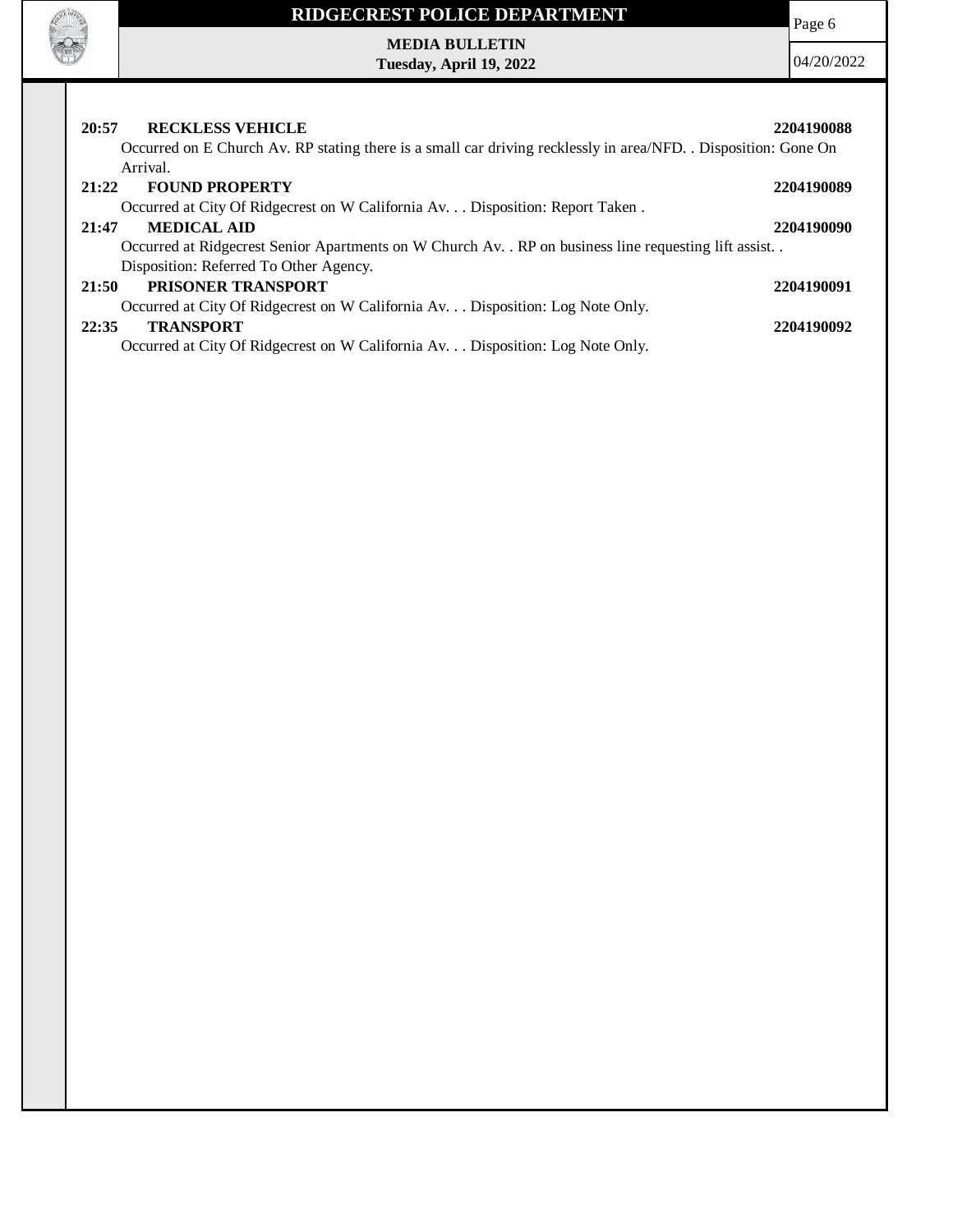**20:57 RECKLESS VEHICLE** **2204190088**

Occurred on E Church Av. RP stating there is a small car driving recklessly in area/NFD. . Disposition: Gone On Arrival.

**21:22 FOUND PROPERTY** **2204190089**

Occurred at City Of Ridgecrest on W California Av. . . Disposition: Report Taken .

**21:47 MEDICAL AID** **2204190090**

Occurred at Ridgecrest Senior Apartments on W Church Av. . RP on business line requesting lift assist. . Disposition: Referred To Other Agency.

**21:50 PRISONER TRANSPORT** **2204190091**

Occurred at City Of Ridgecrest on W California Av. . . Disposition: Log Note Only.

**22:35 TRANSPORT** **2204190092**

Occurred at City Of Ridgecrest on W California Av. . . Disposition: Log Note Only.